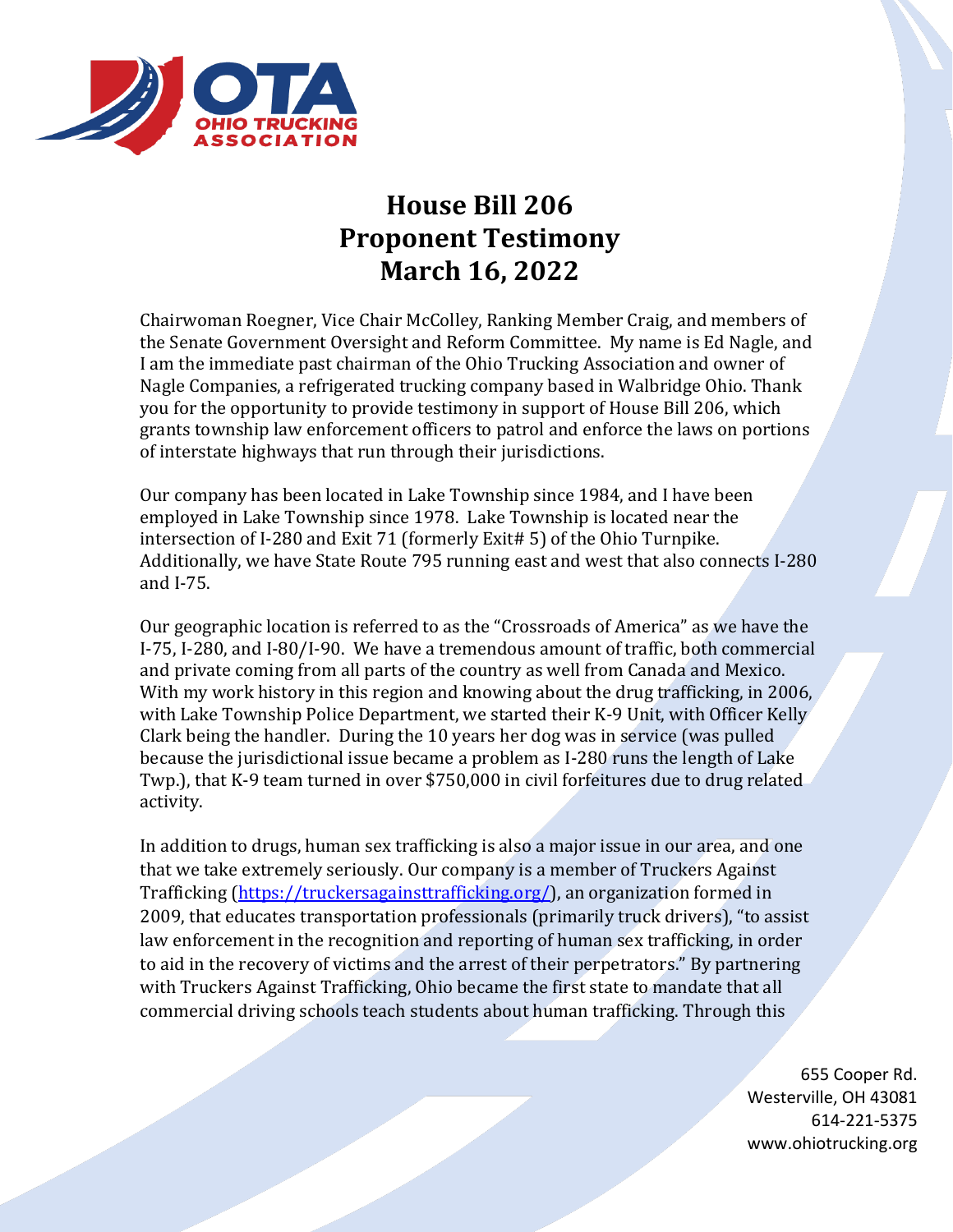# House Bill 206
# Proponent Testimony
# March 16, 2022

Chairwoman Roegner, Vice Chair McColley, Ranking Member Craig, and members of the Senate Government Oversight and Reform Committee. My name is Ed Nagle, and I am the immediate past chairman of the Ohio Trucking Association and owner of Nagle Companies, a refrigerated trucking company based in Walbridge Ohio. Thank you for the opportunity to provide testimony in support of House Bill 206, which grants township law enforcement officers to patrol and enforce the laws on portions of interstate highways that run through their jurisdictions.

Our company has been located in Lake Township since 1984, and I have been employed in Lake Township since 1978. Lake Township is located near the intersection of I-280 and Exit 71 (formerly Exit# 5) of the Ohio Turnpike. Additionally, we have State Route 795 running east and west that also connects I-280 and I-75.

Our geographic location is referred to as the "Crossroads of America" as we have the I-75, I-280, and I-80/I-90. We have a tremendous amount of traffic, both commercial and private coming from all parts of the country as well from Canada and Mexico. With my work history in this region and knowing about the drug trafficking, in 2006, with Lake Township Police Department, we started their K-9 Unit, with Officer Kelly Clark being the handler. During the 10 years her dog was in service (was pulled because the jurisdictional issue became a problem as I-280 runs the length of Lake Twp.), that K-9 team turned in over $750,000 in civil forfeitures due to drug related activity.

In addition to drugs, human sex trafficking is also a major issue in our area, and one that we take extremely seriously. Our company is a member of Truckers Against Trafficking (https://truckersagainsttrafficking.org/), an organization formed in 2009, that educates transportation professionals (primarily truck drivers), "to assist law enforcement in the recognition and reporting of human sex trafficking, in order to aid in the recovery of victims and the arrest of their perpetrators." By partnering with Truckers Against Trafficking, Ohio became the first state to mandate that all commercial driving schools teach students about human trafficking. Through this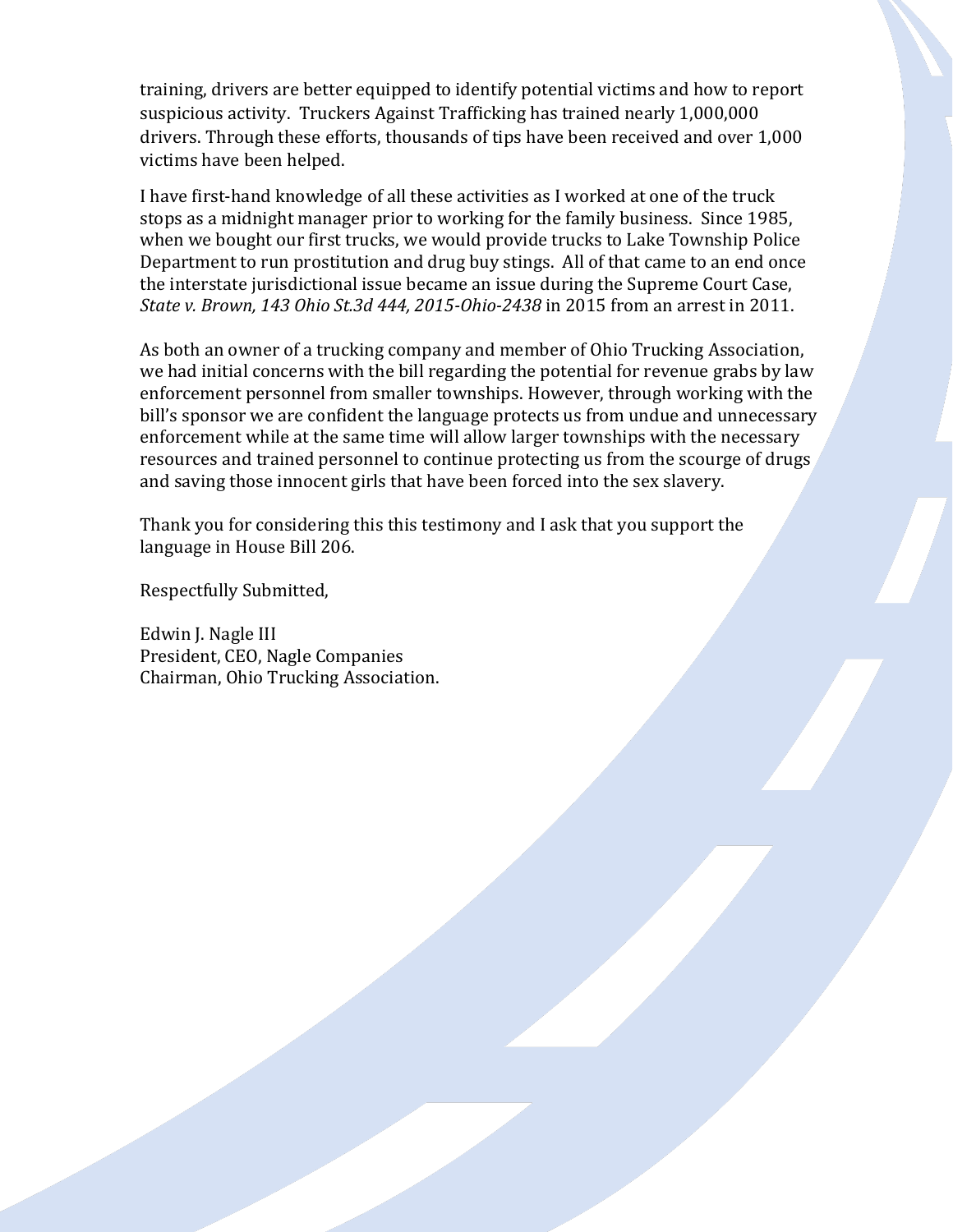training, drivers are better equipped to identify potential victims and how to report suspicious activity. Truckers Against Trafficking has trained nearly 1,000,000 drivers. Through these efforts, thousands of tips have been received and over 1,000 victims have been helped.

I have first-hand knowledge of all these activities as I worked at one of the truck stops as a midnight manager prior to working for the family business. Since 1985, when we bought our first trucks, we would provide trucks to Lake Township Police Department to run prostitution and drug buy stings. All of that came to an end once the interstate jurisdictional issue became an issue during the Supreme Court Case, *State v. Brown, 143 Ohio St.3d 444, 2015-Ohio-2438* in 2015 from an arrest in 2011.

As both an owner of a trucking company and member of Ohio Trucking Association, we had initial concerns with the bill regarding the potential for revenue grabs by law enforcement personnel from smaller townships. However, through working with the bill's sponsor we are confident the language protects us from undue and unnecessary enforcement while at the same time will allow larger townships with the necessary resources and trained personnel to continue protecting us from the scourge of drugs and saving those innocent girls that have been forced into the sex slavery.

Thank you for considering this this testimony and I ask that you support the language in House Bill 206.

Respectfully Submitted,

Edwin J. Nagle III
President, CEO, Nagle Companies
Chairman, Ohio Trucking Association.